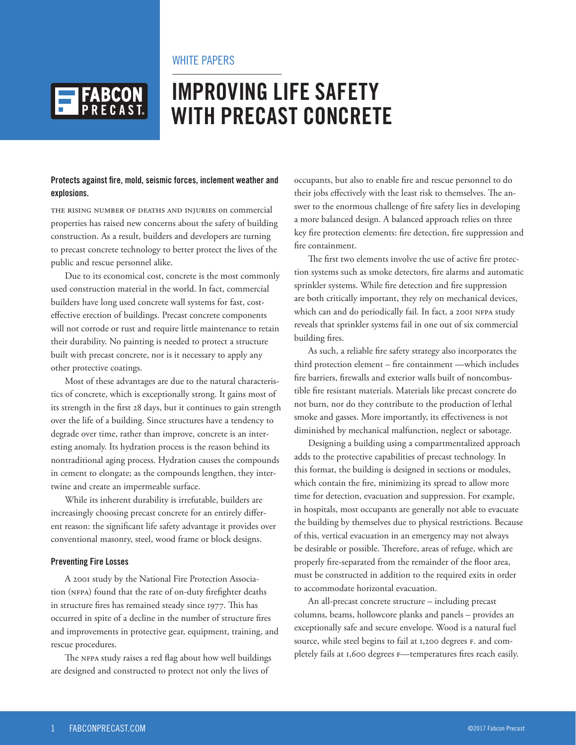WHITE PAPERS

# IMPROVING LIFE SAFETY WITH PRECAST CONCRETE

**Protects against fire, mold, seismic forces, inclement weather and explosions.**

THE RISING NUMBER OF DEATHS AND INJURIES on commercial properties has raised new concerns about the safety of building construction. As a result, builders and developers are turning to precast concrete technology to better protect the lives of the public and rescue personnel alike.

Due to its economical cost, concrete is the most commonly used construction material in the world. In fact, commercial builders have long used concrete wall systems for fast, cost-effective erection of buildings. Precast concrete components will not corrode or rust and require little maintenance to retain their durability. No painting is needed to protect a structure built with precast concrete, nor is it necessary to apply any other protective coatings.

Most of these advantages are due to the natural characteristics of concrete, which is exceptionally strong. It gains most of its strength in the first 28 days, but it continues to gain strength over the life of a building. Since structures have a tendency to degrade over time, rather than improve, concrete is an interesting anomaly. Its hydration process is the reason behind its nontraditional aging process. Hydration causes the compounds in cement to elongate; as the compounds lengthen, they intertwine and create an impermeable surface.

While its inherent durability is irrefutable, builders are increasingly choosing precast concrete for an entirely different reason: the significant life safety advantage it provides over conventional masonry, steel, wood frame or block designs.

### Preventing Fire Losses

A 2001 study by the National Fire Protection Association (NFPA) found that the rate of on-duty firefighter deaths in structure fires has remained steady since 1977. This has occurred in spite of a decline in the number of structure fires and improvements in protective gear, equipment, training, and rescue procedures.

The NFPA study raises a red flag about how well buildings are designed and constructed to protect not only the lives of occupants, but also to enable fire and rescue personnel to do their jobs effectively with the least risk to themselves. The answer to the enormous challenge of fire safety lies in developing a more balanced design. A balanced approach relies on three key fire protection elements: fire detection, fire suppression and fire containment.

The first two elements involve the use of active fire protection systems such as smoke detectors, fire alarms and automatic sprinkler systems. While fire detection and fire suppression are both critically important, they rely on mechanical devices, which can and do periodically fail. In fact, a 2001 NFPA study reveals that sprinkler systems fail in one out of six commercial building fires.

As such, a reliable fire safety strategy also incorporates the third protection element – fire containment —which includes fire barriers, firewalls and exterior walls built of noncombustible fire resistant materials. Materials like precast concrete do not burn, nor do they contribute to the production of lethal smoke and gasses. More importantly, its effectiveness is not diminished by mechanical malfunction, neglect or sabotage.

Designing a building using a compartmentalized approach adds to the protective capabilities of precast technology. In this format, the building is designed in sections or modules, which contain the fire, minimizing its spread to allow more time for detection, evacuation and suppression. For example, in hospitals, most occupants are generally not able to evacuate the building by themselves due to physical restrictions. Because of this, vertical evacuation in an emergency may not always be desirable or possible. Therefore, areas of refuge, which are properly fire-separated from the remainder of the floor area, must be constructed in addition to the required exits in order to accommodate horizontal evacuation.

An all-precast concrete structure – including precast columns, beams, hollowcore planks and panels – provides an exceptionally safe and secure envelope. Wood is a natural fuel source, while steel begins to fail at 1,200 degrees F. and completely fails at 1,600 degrees F—temperatures fires reach easily.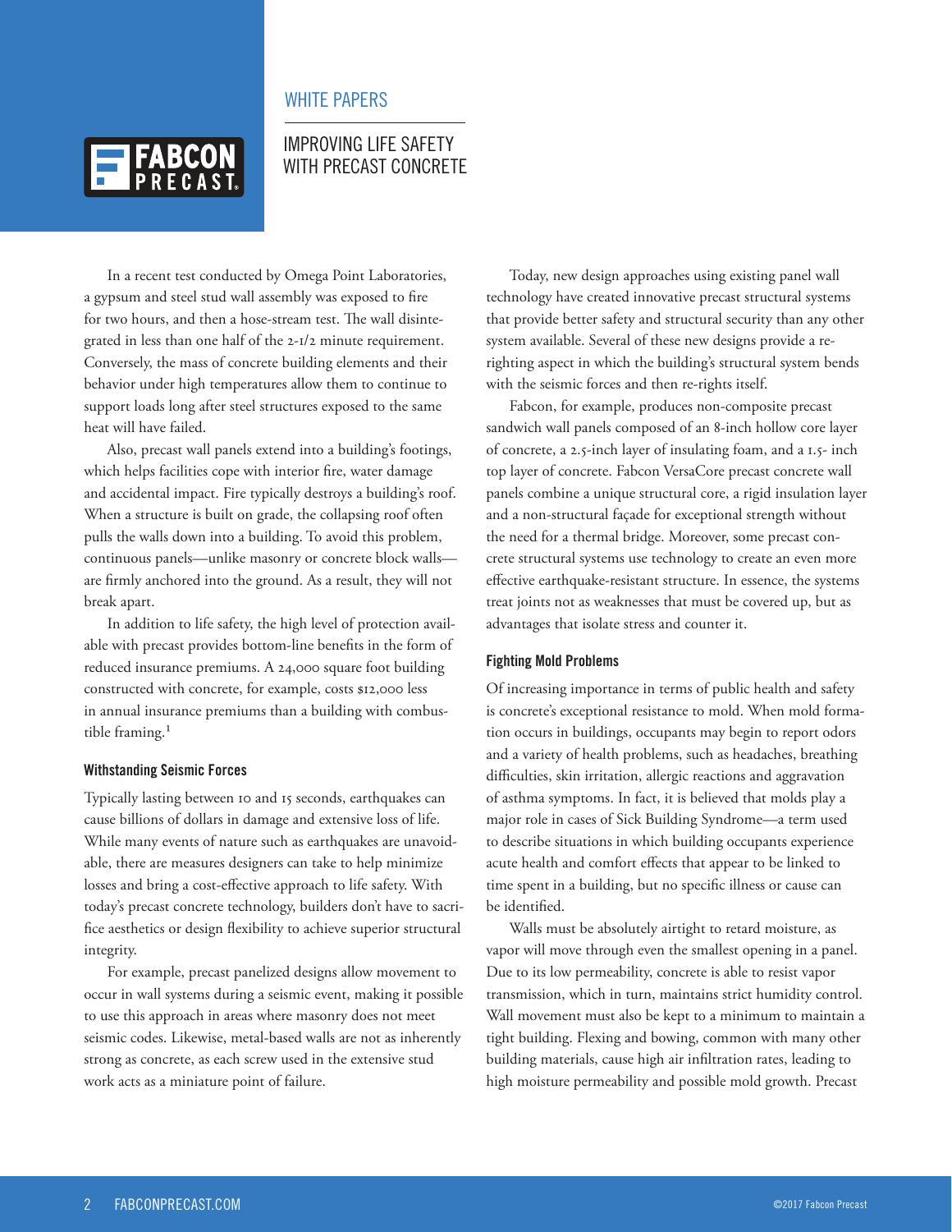WHITE PAPERS

# IMPROVING LIFE SAFETY WITH PRECAST CONCRETE

In a recent test conducted by Omega Point Laboratories, a gypsum and steel stud wall assembly was exposed to fire for two hours, and then a hose-stream test. The wall disintegrated in less than one half of the 2-1/2 minute requirement. Conversely, the mass of concrete building elements and their behavior under high temperatures allow them to continue to support loads long after steel structures exposed to the same heat will have failed.

Also, precast wall panels extend into a building's footings, which helps facilities cope with interior fire, water damage and accidental impact. Fire typically destroys a building's roof. When a structure is built on grade, the collapsing roof often pulls the walls down into a building. To avoid this problem, continuous panels—unlike masonry or concrete block walls—are firmly anchored into the ground. As a result, they will not break apart.

In addition to life safety, the high level of protection available with precast provides bottom-line benefits in the form of reduced insurance premiums. A 24,000 square foot building constructed with concrete, for example, costs $12,000 less in annual insurance premiums than a building with combustible framing.[1]

### Withstanding Seismic Forces

Typically lasting between 10 and 15 seconds, earthquakes can cause billions of dollars in damage and extensive loss of life. While many events of nature such as earthquakes are unavoidable, there are measures designers can take to help minimize losses and bring a cost-effective approach to life safety. With today's precast concrete technology, builders don't have to sacrifice aesthetics or design flexibility to achieve superior structural integrity.

For example, precast panelized designs allow movement to occur in wall systems during a seismic event, making it possible to use this approach in areas where masonry does not meet seismic codes. Likewise, metal-based walls are not as inherently strong as concrete, as each screw used in the extensive stud work acts as a miniature point of failure.

Today, new design approaches using existing panel wall technology have created innovative precast structural systems that provide better safety and structural security than any other system available. Several of these new designs provide a re-righting aspect in which the building's structural system bends with the seismic forces and then re-rights itself.

Fabcon, for example, produces non-composite precast sandwich wall panels composed of an 8-inch hollow core layer of concrete, a 2.5-inch layer of insulating foam, and a 1.5- inch top layer of concrete. Fabcon VersaCore precast concrete wall panels combine a unique structural core, a rigid insulation layer and a non-structural façade for exceptional strength without the need for a thermal bridge. Moreover, some precast concrete structural systems use technology to create an even more effective earthquake-resistant structure. In essence, the systems treat joints not as weaknesses that must be covered up, but as advantages that isolate stress and counter it.

### Fighting Mold Problems

Of increasing importance in terms of public health and safety is concrete's exceptional resistance to mold. When mold formation occurs in buildings, occupants may begin to report odors and a variety of health problems, such as headaches, breathing difficulties, skin irritation, allergic reactions and aggravation of asthma symptoms. In fact, it is believed that molds play a major role in cases of Sick Building Syndrome—a term used to describe situations in which building occupants experience acute health and comfort effects that appear to be linked to time spent in a building, but no specific illness or cause can be identified.

Walls must be absolutely airtight to retard moisture, as vapor will move through even the smallest opening in a panel. Due to its low permeability, concrete is able to resist vapor transmission, which in turn, maintains strict humidity control. Wall movement must also be kept to a minimum to maintain a tight building. Flexing and bowing, common with many other building materials, cause high air infiltration rates, leading to high moisture permeability and possible mold growth. Precast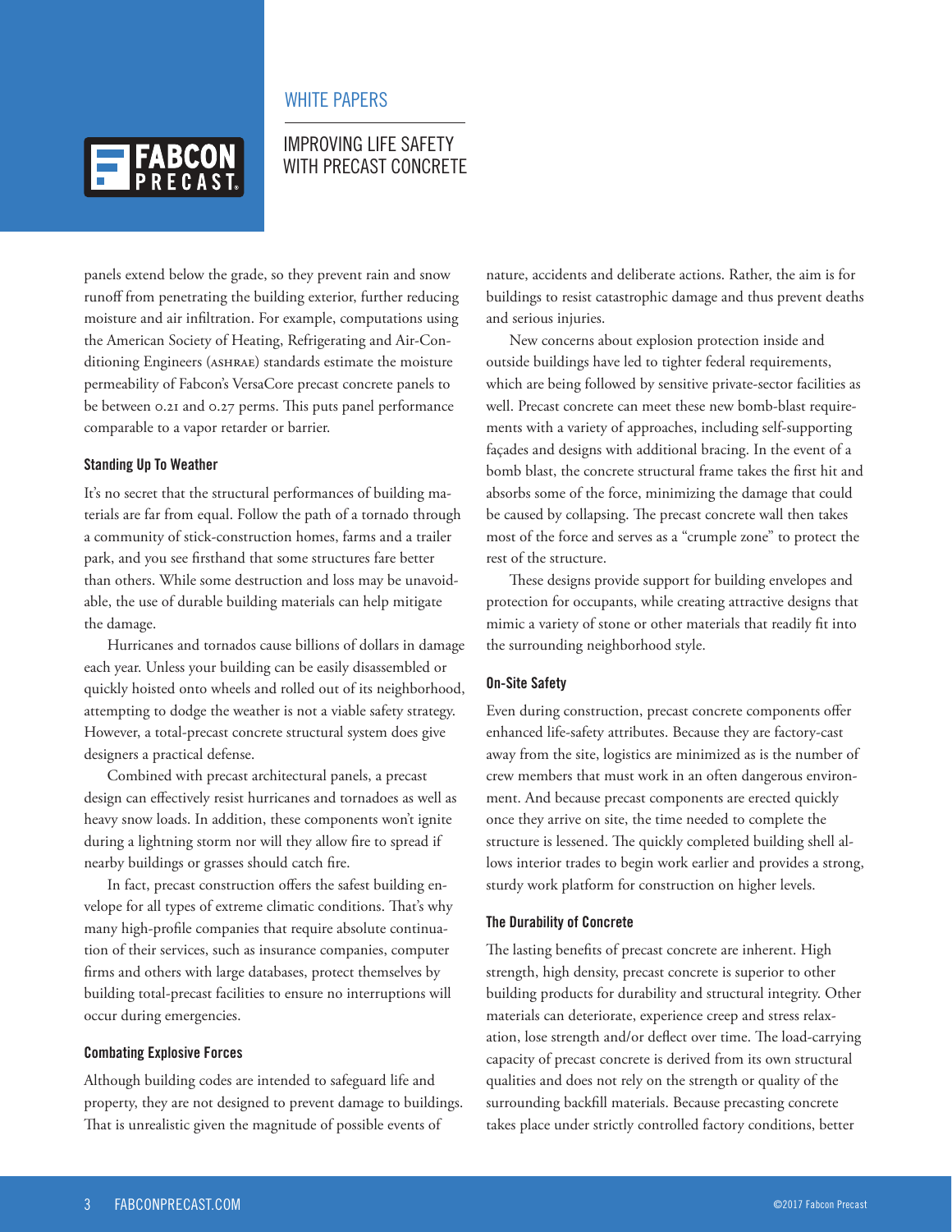panels extend below the grade, so they prevent rain and snow runoff from penetrating the building exterior, further reducing moisture and air infiltration. For example, computations using the American Society of Heating, Refrigerating and Air-Conditioning Engineers (ASHRAE) standards estimate the moisture permeability of Fabcon's VersaCore precast concrete panels to be between 0.21 and 0.27 perms. This puts panel performance comparable to a vapor retarder or barrier.

### Standing Up To Weather

It's no secret that the structural performances of building materials are far from equal. Follow the path of a tornado through a community of stick-construction homes, farms and a trailer park, and you see firsthand that some structures fare better than others. While some destruction and loss may be unavoidable, the use of durable building materials can help mitigate the damage.

Hurricanes and tornados cause billions of dollars in damage each year. Unless your building can be easily disassembled or quickly hoisted onto wheels and rolled out of its neighborhood, attempting to dodge the weather is not a viable safety strategy. However, a total-precast concrete structural system does give designers a practical defense.

Combined with precast architectural panels, a precast design can effectively resist hurricanes and tornadoes as well as heavy snow loads. In addition, these components won't ignite during a lightning storm nor will they allow fire to spread if nearby buildings or grasses should catch fire.

In fact, precast construction offers the safest building envelope for all types of extreme climatic conditions. That's why many high-profile companies that require absolute continuation of their services, such as insurance companies, computer firms and others with large databases, protect themselves by building total-precast facilities to ensure no interruptions will occur during emergencies.

### Combating Explosive Forces

Although building codes are intended to safeguard life and property, they are not designed to prevent damage to buildings. That is unrealistic given the magnitude of possible events of nature, accidents and deliberate actions. Rather, the aim is for buildings to resist catastrophic damage and thus prevent deaths and serious injuries.

New concerns about explosion protection inside and outside buildings have led to tighter federal requirements, which are being followed by sensitive private-sector facilities as well. Precast concrete can meet these new bomb-blast requirements with a variety of approaches, including self-supporting façades and designs with additional bracing. In the event of a bomb blast, the concrete structural frame takes the first hit and absorbs some of the force, minimizing the damage that could be caused by collapsing. The precast concrete wall then takes most of the force and serves as a "crumple zone" to protect the rest of the structure.

These designs provide support for building envelopes and protection for occupants, while creating attractive designs that mimic a variety of stone or other materials that readily fit into the surrounding neighborhood style.

### On-Site Safety

Even during construction, precast concrete components offer enhanced life-safety attributes. Because they are factory-cast away from the site, logistics are minimized as is the number of crew members that must work in an often dangerous environment. And because precast components are erected quickly once they arrive on site, the time needed to complete the structure is lessened. The quickly completed building shell allows interior trades to begin work earlier and provides a strong, sturdy work platform for construction on higher levels.

### The Durability of Concrete

The lasting benefits of precast concrete are inherent. High strength, high density, precast concrete is superior to other building products for durability and structural integrity. Other materials can deteriorate, experience creep and stress relaxation, lose strength and/or deflect over time. The load-carrying capacity of precast concrete is derived from its own structural qualities and does not rely on the strength or quality of the surrounding backfill materials. Because precasting concrete takes place under strictly controlled factory conditions, better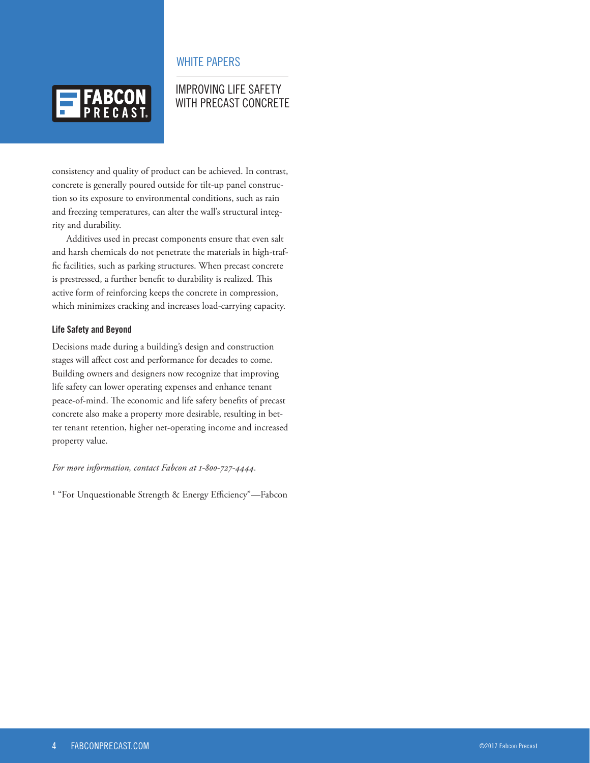consistency and quality of product can be achieved. In contrast, concrete is generally poured outside for tilt-up panel construction so its exposure to environmental conditions, such as rain and freezing temperatures, can alter the wall's structural integrity and durability.

Additives used in precast components ensure that even salt and harsh chemicals do not penetrate the materials in high-traffic facilities, such as parking structures. When precast concrete is prestressed, a further benefit to durability is realized. This active form of reinforcing keeps the concrete in compression, which minimizes cracking and increases load-carrying capacity.

### Life Safety and Beyond

Decisions made during a building's design and construction stages will affect cost and performance for decades to come. Building owners and designers now recognize that improving life safety can lower operating expenses and enhance tenant peace-of-mind. The economic and life safety benefits of precast concrete also make a property more desirable, resulting in better tenant retention, higher net-operating income and increased property value.

*For more information, contact Fabcon at 1-800-727-4444.*

[1] "For Unquestionable Strength & Energy Efficiency"—Fabcon